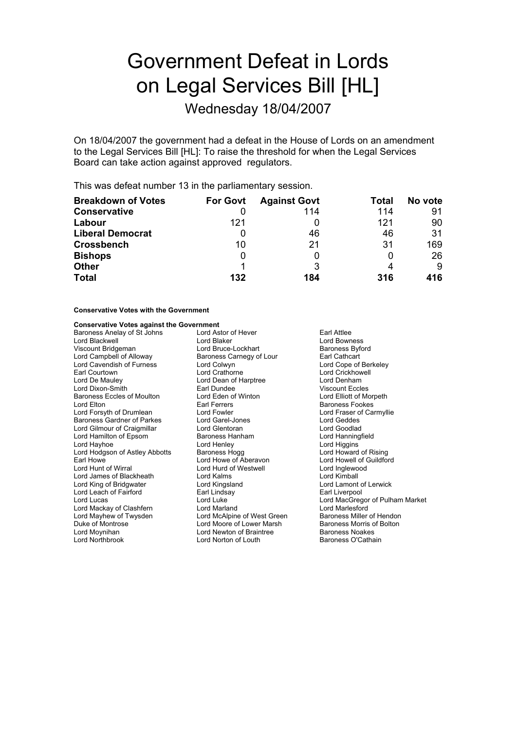# Government Defeat in Lords on Legal Services Bill [HL]

## Wednesday 18/04/2007

On 18/04/2007 the government had a defeat in the House of Lords on an amendment to the Legal Services Bill [HL]: To raise the threshold for when the Legal Services Board can take action against approved regulators.

This was defeat number 13 in the parliamentary session.

| Breakdown of Votes | For Govt | Against Govt | Total | No vote |
|---|---|---|---|---|
| **Conservative** | 0 | 114 | 114 | 91 |
| **Labour** | 121 | 0 | 121 | 90 |
| **Liberal Democrat** | 0 | 46 | 46 | 31 |
| **Crossbench** | 10 | 21 | 31 | 169 |
| **Bishops** | 0 | 0 | 0 | 26 |
| **Other** | 1 | 3 | 4 | 9 |
| **Total** | **132** | **184** | **316** | **416** |

**Conservative Votes with the Government**

**Conservative Votes against the Government**

| | | |
|---|---|---|
| Baroness Anelay of St Johns | Lord Astor of Hever | Earl Attlee |
| Lord Blackwell | Lord Blaker | Lord Bowness |
| Viscount Bridgeman | Lord Bruce-Lockhart | Baroness Byford |
| Lord Campbell of Alloway | Baroness Carnegy of Lour | Earl Cathcart |
| Lord Cavendish of Furness | Lord Colwyn | Lord Cope of Berkeley |
| Earl Courtown | Lord Crathorne | Lord Crickhowell |
| Lord De Mauley | Lord Dean of Harptree | Lord Denham |
| Lord Dixon-Smith | Earl Dundee | Viscount Eccles |
| Baroness Eccles of Moulton | Lord Eden of Winton | Lord Elliott of Morpeth |
| Lord Elton | Earl Ferrers | Baroness Fookes |
| Lord Forsyth of Drumlean | Lord Fowler | Lord Fraser of Carmyllie |
| Baroness Gardner of Parkes | Lord Garel-Jones | Lord Geddes |
| Lord Gilmour of Craigmillar | Lord Glentoran | Lord Goodlad |
| Lord Hamilton of Epsom | Baroness Hanham | Lord Hanningfield |
| Lord Hayhoe | Lord Henley | Lord Higgins |
| Lord Hodgson of Astley Abbotts | Baroness Hogg | Lord Howard of Rising |
| Earl Howe | Lord Howe of Aberavon | Lord Howell of Guildford |
| Lord Hunt of Wirral | Lord Hurd of Westwell | Lord Inglewood |
| Lord James of Blackheath | Lord Kalms | Lord Kimball |
| Lord King of Bridgwater | Lord Kingsland | Lord Lamont of Lerwick |
| Lord Leach of Fairford | Earl Lindsay | Earl Liverpool |
| Lord Lucas | Lord Luke | Lord MacGregor of Pulham Market |
| Lord Mackay of Clashfern | Lord Marland | Lord Marlesford |
| Lord Mayhew of Twysden | Lord McAlpine of West Green | Baroness Miller of Hendon |
| Duke of Montrose | Lord Moore of Lower Marsh | Baroness Morris of Bolton |
| Lord Moynihan | Lord Newton of Braintree | Baroness Noakes |
| Lord Northbrook | Lord Norton of Louth | Baroness O'Cathain |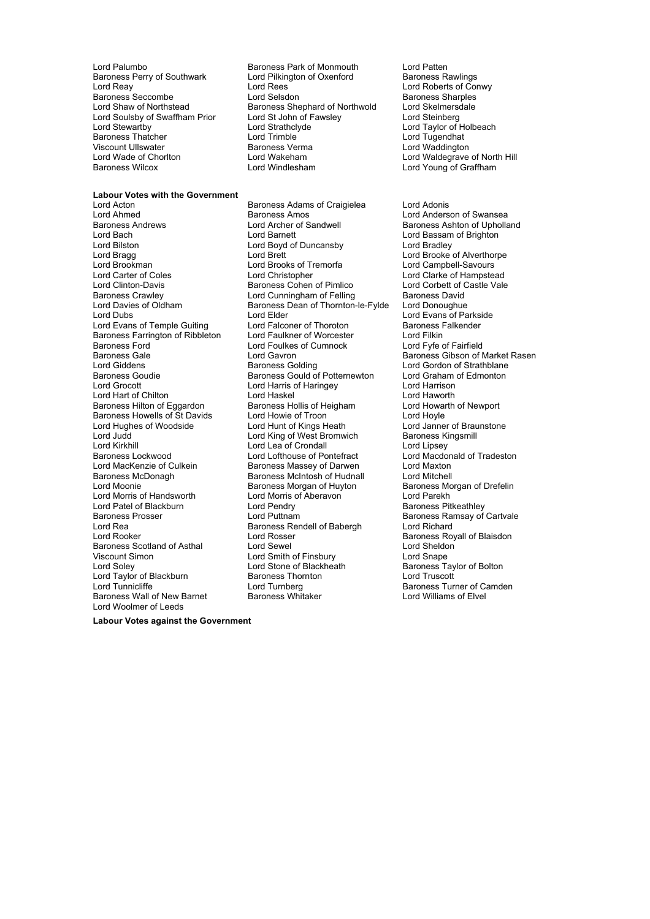Lord Palumbo
Baroness Park of Monmouth
Lord Patten
Baroness Perry of Southwark
Lord Pilkington of Oxenford
Baroness Rawlings
Lord Reay
Lord Rees
Lord Roberts of Conwy
Baroness Seccombe
Lord Selsdon
Baroness Sharples
Lord Shaw of Northstead
Baroness Shephard of Northwold
Lord Skelmersdale
Lord Soulsby of Swaffham Prior
Lord St John of Fawsley
Lord Steinberg
Lord Stewartby
Lord Strathclyde
Lord Taylor of Holbeach
Baroness Thatcher
Lord Trimble
Lord Tugendhat
Viscount Ullswater
Baroness Verma
Lord Waddington
Lord Wade of Chorlton
Lord Wakeham
Lord Waldegrave of North Hill
Baroness Wilcox
Lord Windlesham
Lord Young of Graffham

**Labour Votes with the Government**

Lord Acton
Baroness Adams of Craigielea
Lord Adonis
Lord Ahmed
Baroness Amos
Lord Anderson of Swansea
Baroness Andrews
Lord Archer of Sandwell
Baroness Ashton of Upholland
Lord Bach
Lord Barnett
Lord Bassam of Brighton
Lord Bilston
Lord Boyd of Duncansby
Lord Bradley
Lord Bragg
Lord Brett
Lord Brooke of Alverthorpe
Lord Brookman
Lord Brooks of Tremorfa
Lord Campbell-Savours
Lord Carter of Coles
Lord Christopher
Lord Clarke of Hampstead
Lord Clinton-Davis
Baroness Cohen of Pimlico
Lord Corbett of Castle Vale
Baroness Crawley
Lord Cunningham of Felling
Baroness David
Lord Davies of Oldham
Baroness Dean of Thornton-le-Fylde
Lord Donoughue
Lord Dubs
Lord Elder
Lord Evans of Parkside
Lord Evans of Temple Guiting
Lord Falconer of Thoroton
Baroness Falkender
Baroness Farrington of Ribbleton
Lord Faulkner of Worcester
Lord Filkin
Baroness Ford
Lord Foulkes of Cumnock
Lord Fyfe of Fairfield
Baroness Gale
Lord Gavron
Baroness Gibson of Market Rasen
Lord Giddens
Baroness Golding
Lord Gordon of Strathblane
Baroness Goudie
Baroness Gould of Potternewton
Lord Graham of Edmonton
Lord Grocott
Lord Harris of Haringey
Lord Harrison
Lord Hart of Chilton
Lord Haskel
Lord Haworth
Baroness Hilton of Eggardon
Baroness Hollis of Heigham
Lord Howarth of Newport
Baroness Howells of St Davids
Lord Howie of Troon
Lord Hoyle
Lord Hughes of Woodside
Lord Hunt of Kings Heath
Lord Janner of Braunstone
Lord Judd
Lord King of West Bromwich
Baroness Kingsmill
Lord Kirkhill
Lord Lea of Crondall
Lord Lipsey
Baroness Lockwood
Lord Lofthouse of Pontefract
Lord Macdonald of Tradeston
Lord MacKenzie of Culkein
Baroness Massey of Darwen
Lord Maxton
Baroness McDonagh
Baroness McIntosh of Hudnall
Lord Mitchell
Lord Moonie
Baroness Morgan of Huyton
Baroness Morgan of Drefelin
Lord Morris of Handsworth
Lord Morris of Aberavon
Lord Parekh
Lord Patel of Blackburn
Lord Pendry
Baroness Pitkeathley
Baroness Prosser
Lord Puttnam
Baroness Ramsay of Cartvale
Lord Rea
Baroness Rendell of Babergh
Lord Richard
Lord Rooker
Lord Rosser
Baroness Royall of Blaisdon
Baroness Scotland of Asthal
Lord Sewel
Lord Sheldon
Viscount Simon
Lord Smith of Finsbury
Lord Snape
Lord Soley
Lord Stone of Blackheath
Baroness Taylor of Bolton
Lord Taylor of Blackburn
Baroness Thornton
Lord Truscott
Lord Tunnicliffe
Lord Turnberg
Baroness Turner of Camden
Baroness Wall of New Barnet
Baroness Whitaker
Lord Williams of Elvel
Lord Woolmer of Leeds

**Labour Votes against the Government**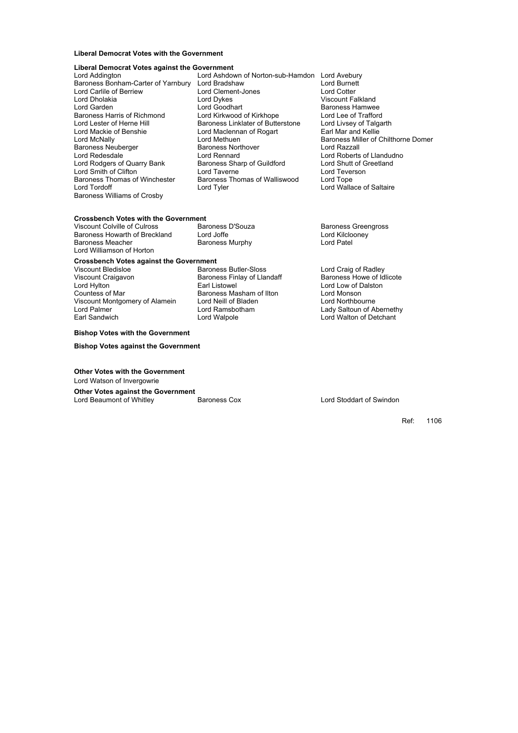**Liberal Democrat Votes with the Government**

**Liberal Democrat Votes against the Government**

Lord Addington
Lord Ashdown of Norton-sub-Hamdon
Lord Avebury
Baroness Bonham-Carter of Yarnbury
Lord Bradshaw
Lord Burnett
Lord Carlile of Berriew
Lord Clement-Jones
Lord Cotter
Lord Dholakia
Lord Dykes
Viscount Falkland
Lord Garden
Lord Goodhart
Baroness Hamwee
Baroness Harris of Richmond
Lord Kirkwood of Kirkhope
Lord Lee of Trafford
Lord Lester of Herne Hill
Baroness Linklater of Butterstone
Lord Livsey of Talgarth
Lord Mackie of Benshie
Lord Maclennan of Rogart
Earl Mar and Kellie
Lord McNally
Lord Methuen
Baroness Miller of Chilthorne Domer
Baroness Neuberger
Baroness Northover
Lord Razzall
Lord Redesdale
Lord Rennard
Lord Roberts of Llandudno
Lord Rodgers of Quarry Bank
Baroness Sharp of Guildford
Lord Shutt of Greetland
Lord Smith of Clifton
Lord Taverne
Lord Teverson
Baroness Thomas of Winchester
Baroness Thomas of Walliswood
Lord Tope
Lord Tordoff
Lord Tyler
Lord Wallace of Saltaire
Baroness Williams of Crosby

**Crossbench Votes with the Government**

Viscount Colville of Culross
Baroness D'Souza
Baroness Greengross
Baroness Howarth of Breckland
Lord Joffe
Lord Kilclooney
Baroness Meacher
Baroness Murphy
Lord Patel
Lord Williamson of Horton

**Crossbench Votes against the Government**

Viscount Bledisloe
Baroness Butler-Sloss
Lord Craig of Radley
Viscount Craigavon
Baroness Finlay of Llandaff
Baroness Howe of Idlicote
Lord Hylton
Earl Listowel
Lord Low of Dalston
Countess of Mar
Baroness Masham of Ilton
Lord Monson
Viscount Montgomery of Alamein
Lord Neill of Bladen
Lord Northbourne
Lord Palmer
Lord Ramsbotham
Lady Saltoun of Abernethy
Earl Sandwich
Lord Walpole
Lord Walton of Detchant

**Bishop Votes with the Government**

**Bishop Votes against the Government**

**Other Votes with the Government**

Lord Watson of Invergowrie

**Other Votes against the Government**

Lord Beaumont of Whitley
Baroness Cox
Lord Stoddart of Swindon

Ref: 1106